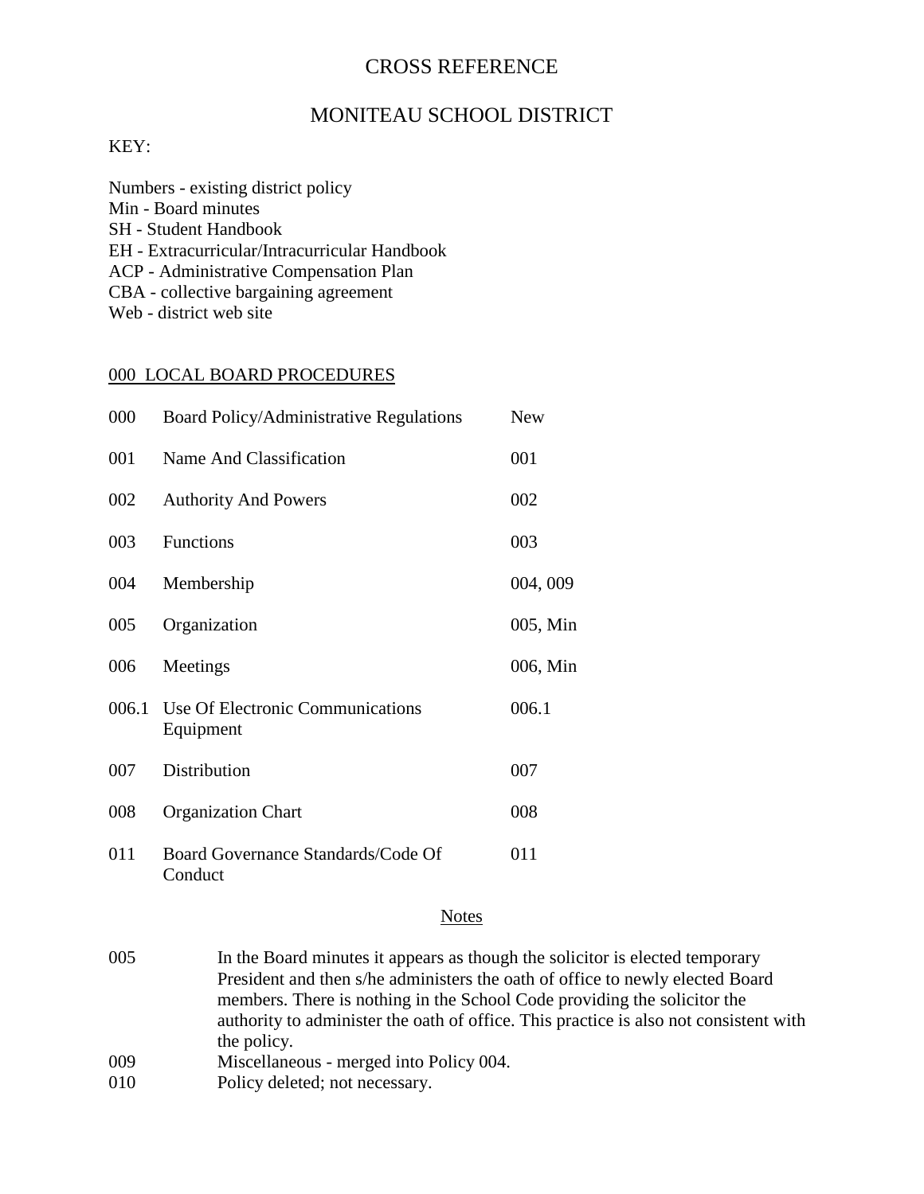# CROSS REFERENCE

# MONITEAU SCHOOL DISTRICT

KEY:

Numbers - existing district policy
Min - Board minutes
SH - Student Handbook
EH - Extracurricular/Intracurricular Handbook
ACP - Administrative Compensation Plan
CBA - collective bargaining agreement
Web - district web site

## 000 LOCAL BOARD PROCEDURES

| | | |
|---|---|---|
| 000 | Board Policy/Administrative Regulations | New |
| 001 | Name And Classification | 001 |
| 002 | Authority And Powers | 002 |
| 003 | Functions | 003 |
| 004 | Membership | 004, 009 |
| 005 | Organization | 005, Min |
| 006 | Meetings | 006, Min |
| 006.1 | Use Of Electronic Communications Equipment | 006.1 |
| 007 | Distribution | 007 |
| 008 | Organization Chart | 008 |
| 011 | Board Governance Standards/Code Of Conduct | 011 |

### Notes

| | |
|---|---|
| 005 | In the Board minutes it appears as though the solicitor is elected temporary President and then s/he administers the oath of office to newly elected Board members. There is nothing in the School Code providing the solicitor the authority to administer the oath of office. This practice is also not consistent with the policy. |
| 009 | Miscellaneous - merged into Policy 004. |
| 010 | Policy deleted; not necessary. |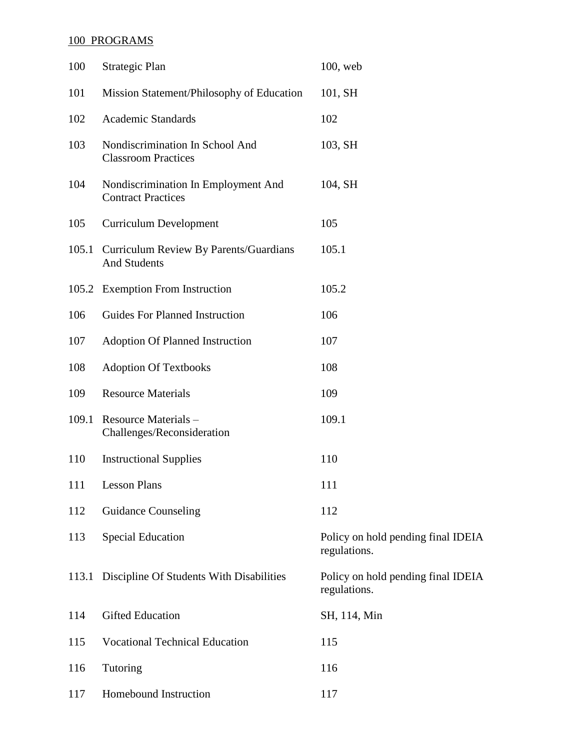100 PROGRAMS

| | | |
|---|---|---|
| 100 | Strategic Plan | 100, web |
| 101 | Mission Statement/Philosophy of Education | 101, SH |
| 102 | Academic Standards | 102 |
| 103 | Nondiscrimination In School And Classroom Practices | 103, SH |
| 104 | Nondiscrimination In Employment And Contract Practices | 104, SH |
| 105 | Curriculum Development | 105 |
| 105.1 | Curriculum Review By Parents/Guardians And Students | 105.1 |
| 105.2 | Exemption From Instruction | 105.2 |
| 106 | Guides For Planned Instruction | 106 |
| 107 | Adoption Of Planned Instruction | 107 |
| 108 | Adoption Of Textbooks | 108 |
| 109 | Resource Materials | 109 |
| 109.1 | Resource Materials – Challenges/Reconsideration | 109.1 |
| 110 | Instructional Supplies | 110 |
| 111 | Lesson Plans | 111 |
| 112 | Guidance Counseling | 112 |
| 113 | Special Education | Policy on hold pending final IDEIA regulations. |
| 113.1 | Discipline Of Students With Disabilities | Policy on hold pending final IDEIA regulations. |
| 114 | Gifted Education | SH, 114, Min |
| 115 | Vocational Technical Education | 115 |
| 116 | Tutoring | 116 |
| 117 | Homebound Instruction | 117 |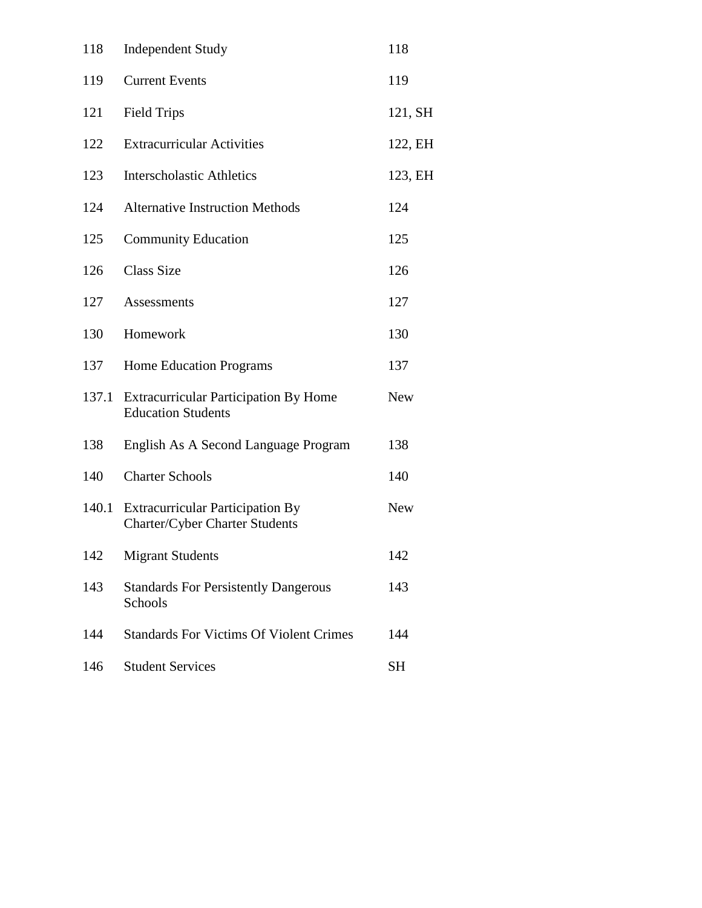| | | |
|---|---|---|
| 118 | Independent Study | 118 |
| 119 | Current Events | 119 |
| 121 | Field Trips | 121, SH |
| 122 | Extracurricular Activities | 122, EH |
| 123 | Interscholastic Athletics | 123, EH |
| 124 | Alternative Instruction Methods | 124 |
| 125 | Community Education | 125 |
| 126 | Class Size | 126 |
| 127 | Assessments | 127 |
| 130 | Homework | 130 |
| 137 | Home Education Programs | 137 |
| 137.1 | Extracurricular Participation By Home Education Students | New |
| 138 | English As A Second Language Program | 138 |
| 140 | Charter Schools | 140 |
| 140.1 | Extracurricular Participation By Charter/Cyber Charter Students | New |
| 142 | Migrant Students | 142 |
| 143 | Standards For Persistently Dangerous Schools | 143 |
| 144 | Standards For Victims Of Violent Crimes | 144 |
| 146 | Student Services | SH |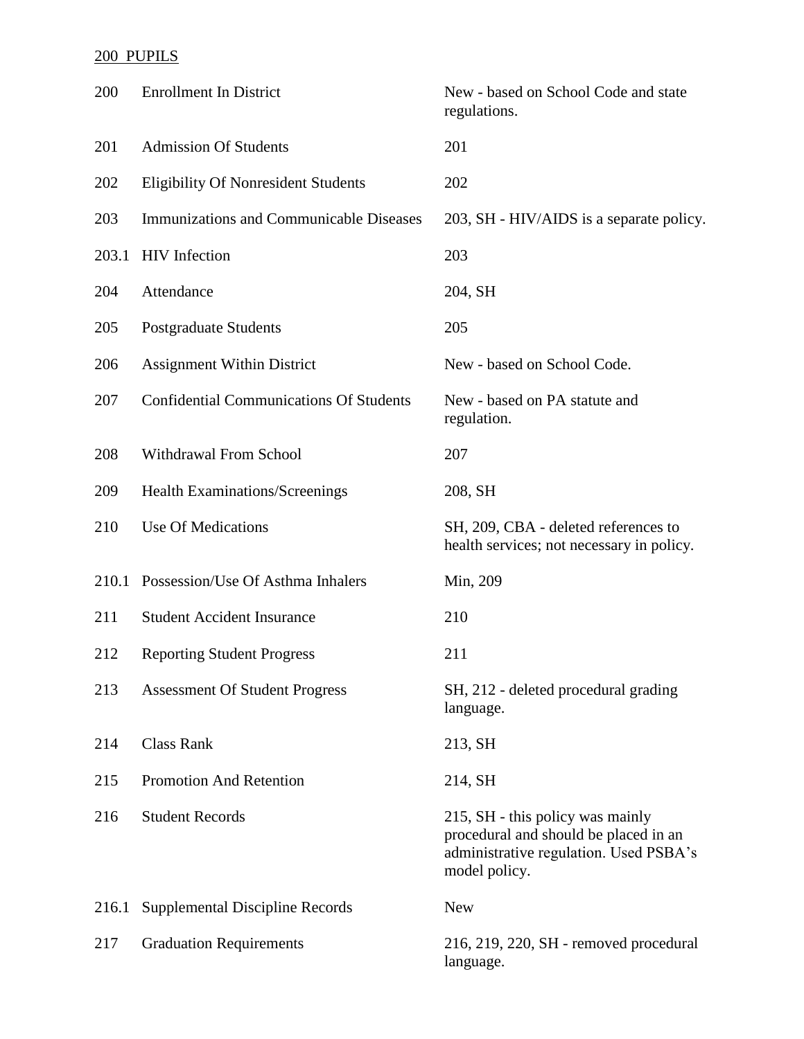200 PUPILS

| | | |
|---|---|---|
| 200 | Enrollment In District | New - based on School Code and state regulations. |
| 201 | Admission Of Students | 201 |
| 202 | Eligibility Of Nonresident Students | 202 |
| 203 | Immunizations and Communicable Diseases | 203, SH - HIV/AIDS is a separate policy. |
| 203.1 | HIV Infection | 203 |
| 204 | Attendance | 204, SH |
| 205 | Postgraduate Students | 205 |
| 206 | Assignment Within District | New - based on School Code. |
| 207 | Confidential Communications Of Students | New - based on PA statute and regulation. |
| 208 | Withdrawal From School | 207 |
| 209 | Health Examinations/Screenings | 208, SH |
| 210 | Use Of Medications | SH, 209, CBA - deleted references to health services; not necessary in policy. |
| 210.1 | Possession/Use Of Asthma Inhalers | Min, 209 |
| 211 | Student Accident Insurance | 210 |
| 212 | Reporting Student Progress | 211 |
| 213 | Assessment Of Student Progress | SH, 212 - deleted procedural grading language. |
| 214 | Class Rank | 213, SH |
| 215 | Promotion And Retention | 214, SH |
| 216 | Student Records | 215, SH - this policy was mainly procedural and should be placed in an administrative regulation. Used PSBA's model policy. |
| 216.1 | Supplemental Discipline Records | New |
| 217 | Graduation Requirements | 216, 219, 220, SH - removed procedural language. |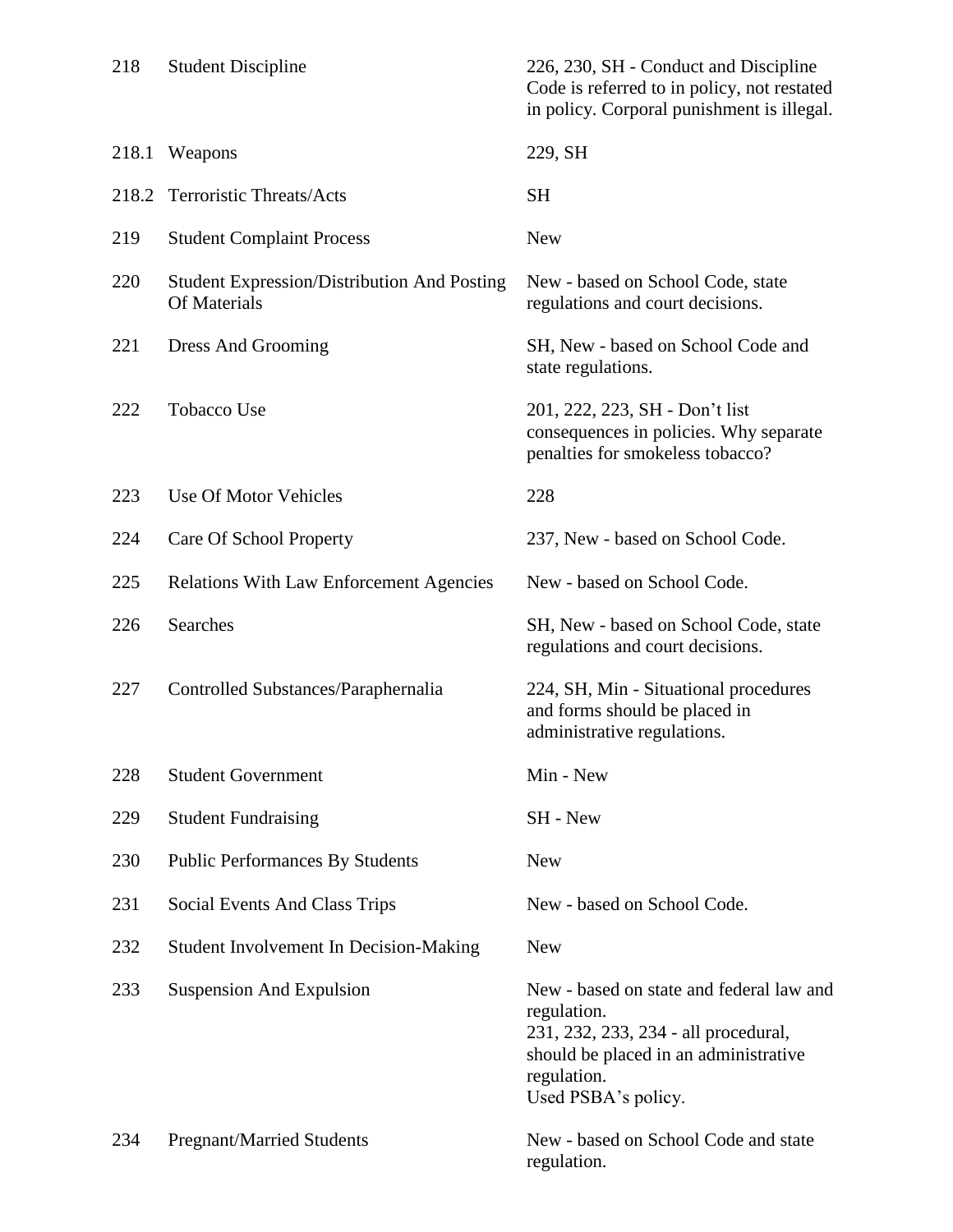| | | |
|---|---|---|
| 218 | Student Discipline | 226, 230, SH - Conduct and Discipline Code is referred to in policy, not restated in policy. Corporal punishment is illegal. |
| 218.1 | Weapons | 229, SH |
| 218.2 | Terroristic Threats/Acts | SH |
| 219 | Student Complaint Process | New |
| 220 | Student Expression/Distribution And Posting Of Materials | New - based on School Code, state regulations and court decisions. |
| 221 | Dress And Grooming | SH, New - based on School Code and state regulations. |
| 222 | Tobacco Use | 201, 222, 223, SH - Don't list consequences in policies. Why separate penalties for smokeless tobacco? |
| 223 | Use Of Motor Vehicles | 228 |
| 224 | Care Of School Property | 237, New - based on School Code. |
| 225 | Relations With Law Enforcement Agencies | New - based on School Code. |
| 226 | Searches | SH, New - based on School Code, state regulations and court decisions. |
| 227 | Controlled Substances/Paraphernalia | 224, SH, Min - Situational procedures and forms should be placed in administrative regulations. |
| 228 | Student Government | Min - New |
| 229 | Student Fundraising | SH - New |
| 230 | Public Performances By Students | New |
| 231 | Social Events And Class Trips | New - based on School Code. |
| 232 | Student Involvement In Decision-Making | New |
| 233 | Suspension And Expulsion | New - based on state and federal law and regulation.<br>231, 232, 233, 234 - all procedural, should be placed in an administrative regulation.<br>Used PSBA's policy. |
| 234 | Pregnant/Married Students | New - based on School Code and state regulation. |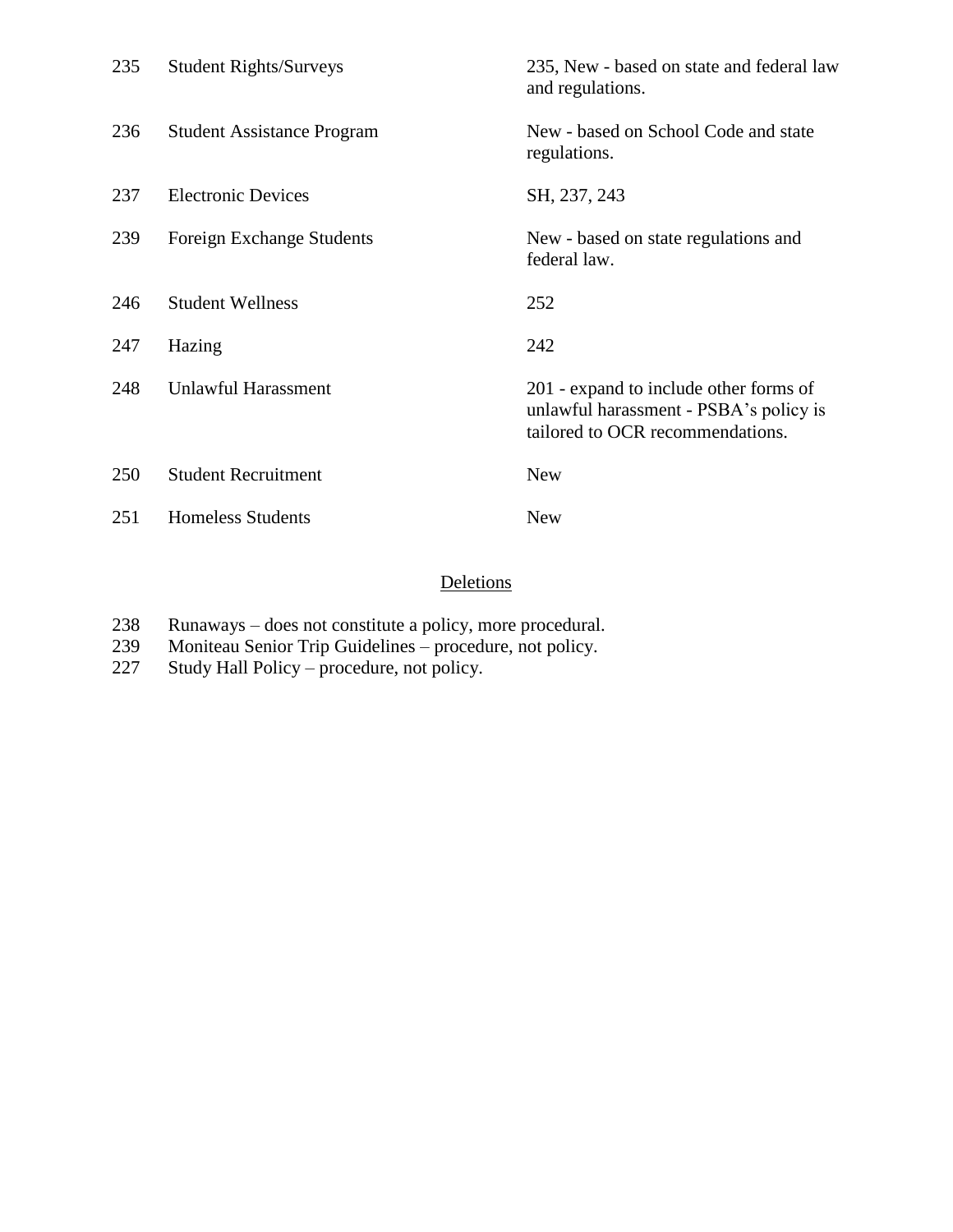| | | |
|---|---|---|
| 235 | Student Rights/Surveys | 235, New - based on state and federal law and regulations. |
| 236 | Student Assistance Program | New - based on School Code and state regulations. |
| 237 | Electronic Devices | SH, 237, 243 |
| 239 | Foreign Exchange Students | New - based on state regulations and federal law. |
| 246 | Student Wellness | 252 |
| 247 | Hazing | 242 |
| 248 | Unlawful Harassment | 201 - expand to include other forms of unlawful harassment - PSBA's policy is tailored to OCR recommendations. |
| 250 | Student Recruitment | New |
| 251 | Homeless Students | New |

## Deletions

238 Runaways – does not constitute a policy, more procedural.
239 Moniteau Senior Trip Guidelines – procedure, not policy.
227 Study Hall Policy – procedure, not policy.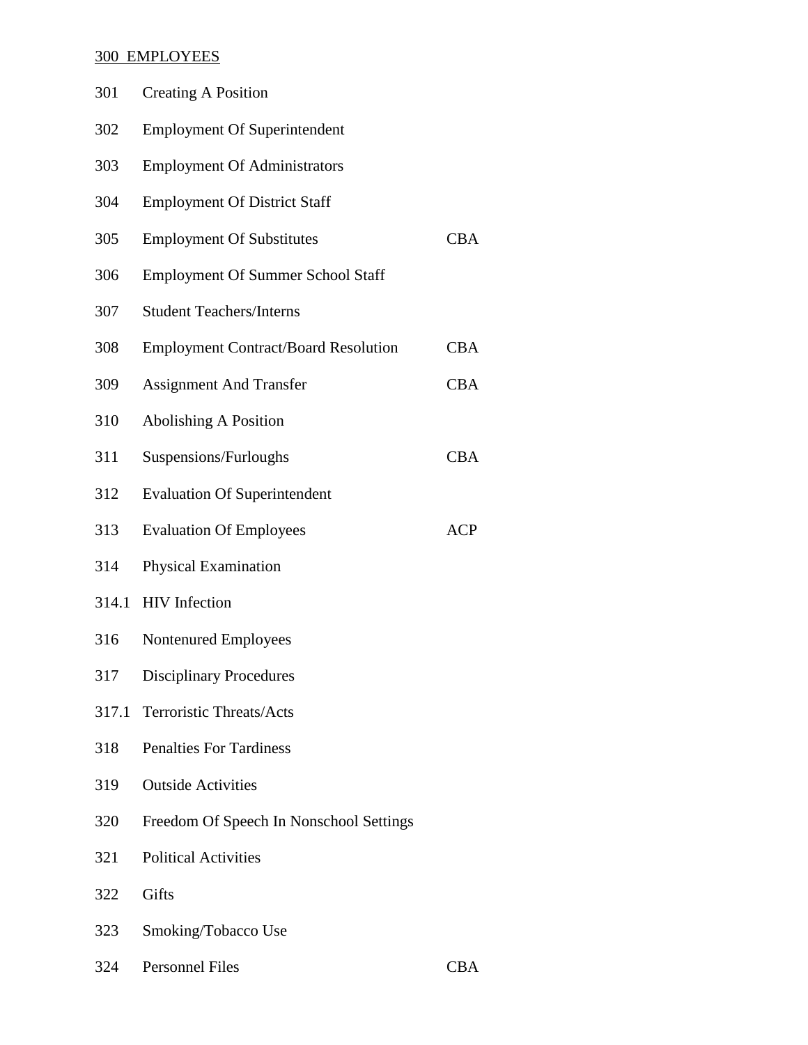300 EMPLOYEES

| | | |
|---|---|---|
| 301 | Creating A Position | |
| 302 | Employment Of Superintendent | |
| 303 | Employment Of Administrators | |
| 304 | Employment Of District Staff | |
| 305 | Employment Of Substitutes | CBA |
| 306 | Employment Of Summer School Staff | |
| 307 | Student Teachers/Interns | |
| 308 | Employment Contract/Board Resolution | CBA |
| 309 | Assignment And Transfer | CBA |
| 310 | Abolishing A Position | |
| 311 | Suspensions/Furloughs | CBA |
| 312 | Evaluation Of Superintendent | |
| 313 | Evaluation Of Employees | ACP |
| 314 | Physical Examination | |
| 314.1 | HIV Infection | |
| 316 | Nontenured Employees | |
| 317 | Disciplinary Procedures | |
| 317.1 | Terroristic Threats/Acts | |
| 318 | Penalties For Tardiness | |
| 319 | Outside Activities | |
| 320 | Freedom Of Speech In Nonschool Settings | |
| 321 | Political Activities | |
| 322 | Gifts | |
| 323 | Smoking/Tobacco Use | |
| 324 | Personnel Files | CBA |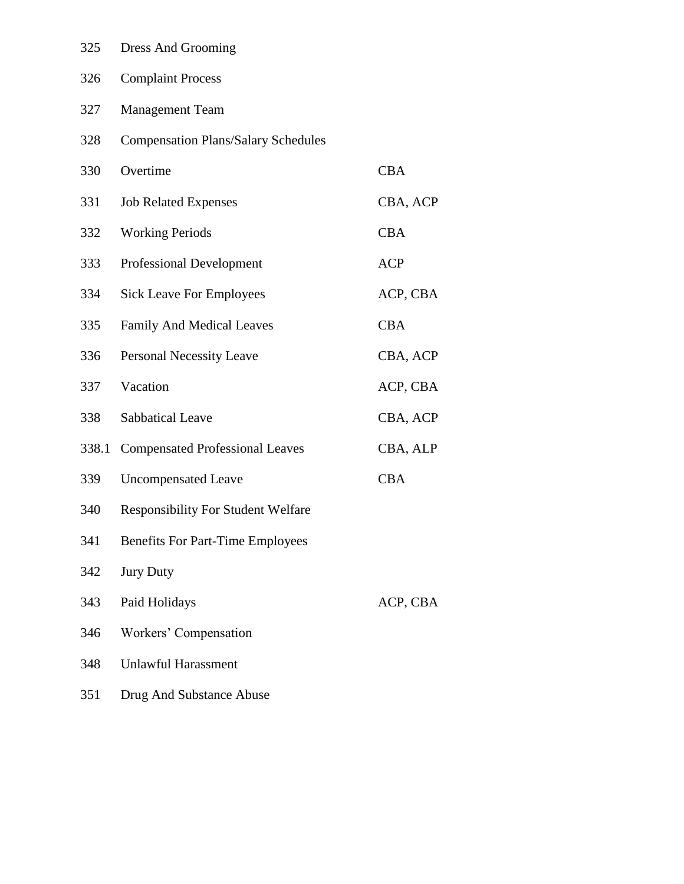| | | |
|---|---|---|
| 325 | Dress And Grooming | |
| 326 | Complaint Process | |
| 327 | Management Team | |
| 328 | Compensation Plans/Salary Schedules | |
| 330 | Overtime | CBA |
| 331 | Job Related Expenses | CBA, ACP |
| 332 | Working Periods | CBA |
| 333 | Professional Development | ACP |
| 334 | Sick Leave For Employees | ACP, CBA |
| 335 | Family And Medical Leaves | CBA |
| 336 | Personal Necessity Leave | CBA, ACP |
| 337 | Vacation | ACP, CBA |
| 338 | Sabbatical Leave | CBA, ACP |
| 338.1 | Compensated Professional Leaves | CBA, ALP |
| 339 | Uncompensated Leave | CBA |
| 340 | Responsibility For Student Welfare | |
| 341 | Benefits For Part-Time Employees | |
| 342 | Jury Duty | |
| 343 | Paid Holidays | ACP, CBA |
| 346 | Workers' Compensation | |
| 348 | Unlawful Harassment | |
| 351 | Drug And Substance Abuse | |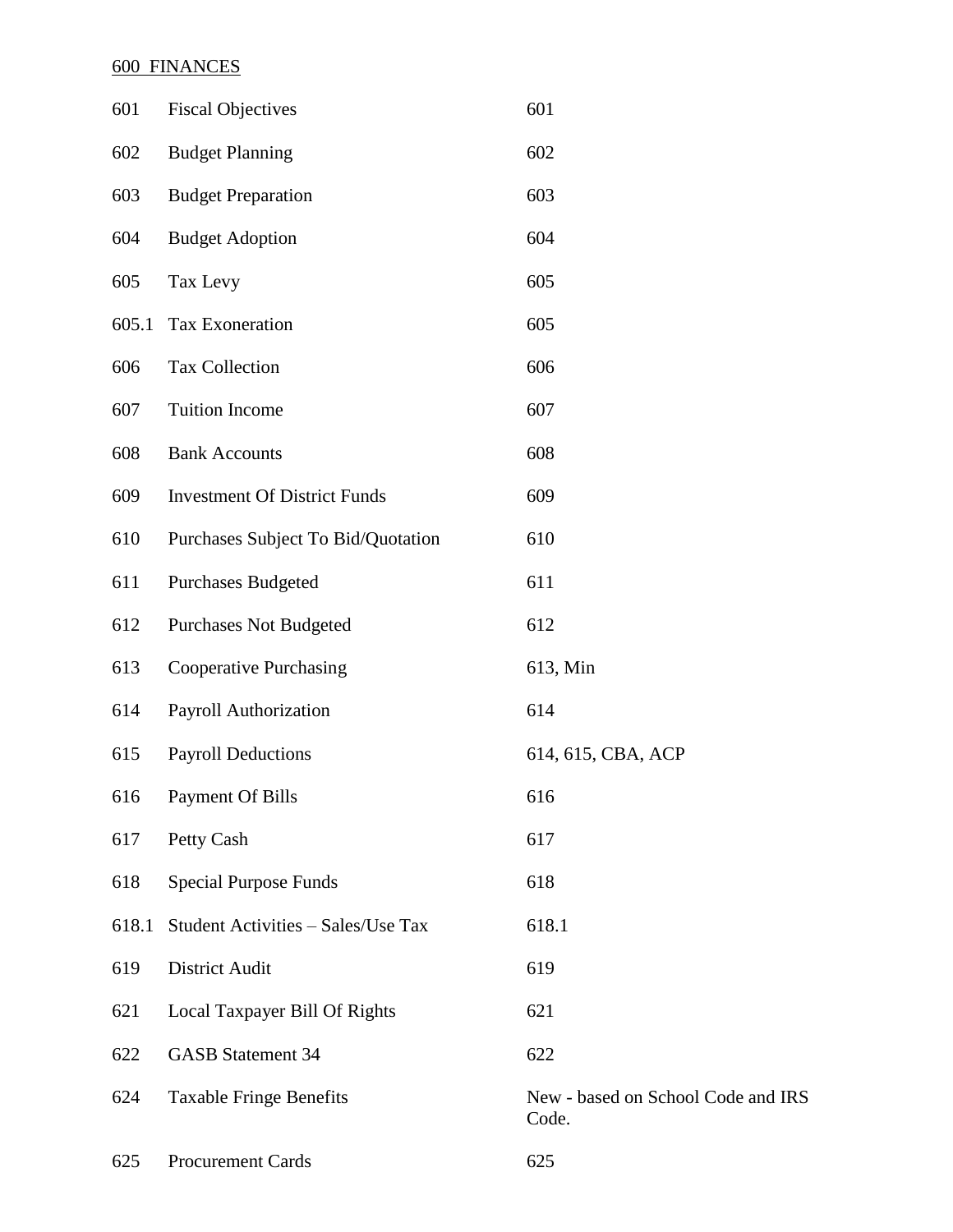600 FINANCES

| | | |
|---|---|---|
| 601 | Fiscal Objectives | 601 |
| 602 | Budget Planning | 602 |
| 603 | Budget Preparation | 603 |
| 604 | Budget Adoption | 604 |
| 605 | Tax Levy | 605 |
| 605.1 | Tax Exoneration | 605 |
| 606 | Tax Collection | 606 |
| 607 | Tuition Income | 607 |
| 608 | Bank Accounts | 608 |
| 609 | Investment Of District Funds | 609 |
| 610 | Purchases Subject To Bid/Quotation | 610 |
| 611 | Purchases Budgeted | 611 |
| 612 | Purchases Not Budgeted | 612 |
| 613 | Cooperative Purchasing | 613, Min |
| 614 | Payroll Authorization | 614 |
| 615 | Payroll Deductions | 614, 615, CBA, ACP |
| 616 | Payment Of Bills | 616 |
| 617 | Petty Cash | 617 |
| 618 | Special Purpose Funds | 618 |
| 618.1 | Student Activities – Sales/Use Tax | 618.1 |
| 619 | District Audit | 619 |
| 621 | Local Taxpayer Bill Of Rights | 621 |
| 622 | GASB Statement 34 | 622 |
| 624 | Taxable Fringe Benefits | New - based on School Code and IRS Code. |
| 625 | Procurement Cards | 625 |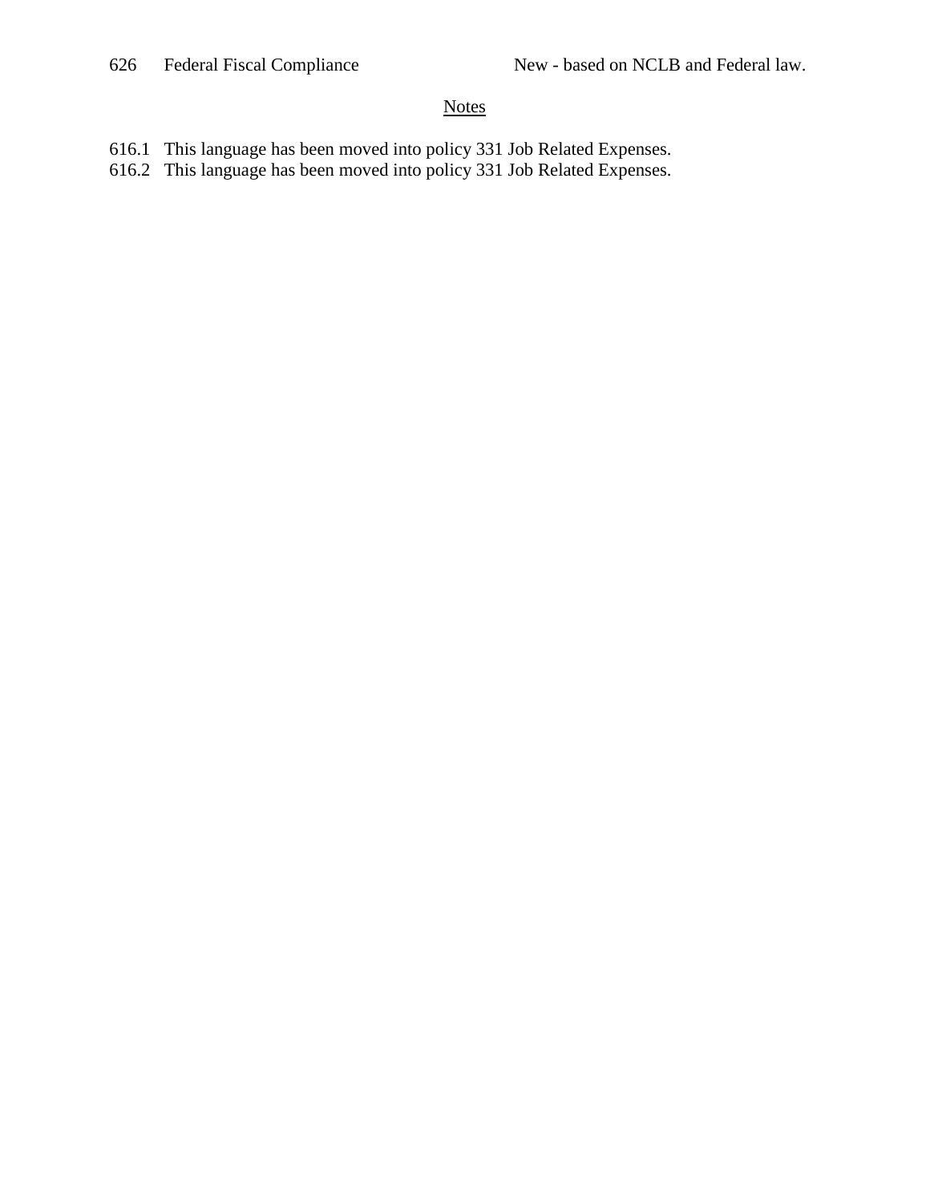626 Federal Fiscal Compliance New - based on NCLB and Federal law.

<u>Notes</u>

616.1 This language has been moved into policy 331 Job Related Expenses.
616.2 This language has been moved into policy 331 Job Related Expenses.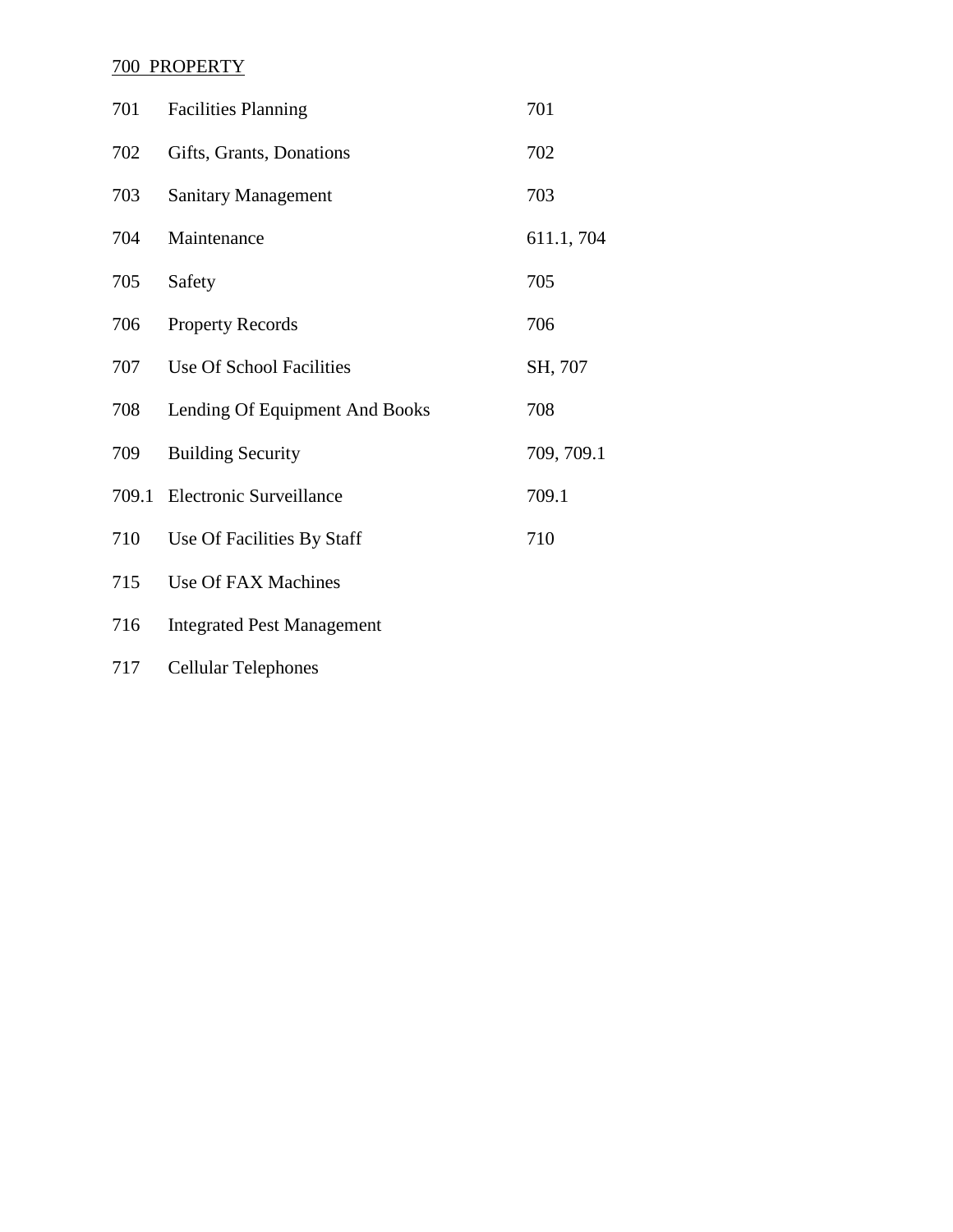700 PROPERTY

| | | |
|---|---|---|
| 701 | Facilities Planning | 701 |
| 702 | Gifts, Grants, Donations | 702 |
| 703 | Sanitary Management | 703 |
| 704 | Maintenance | 611.1, 704 |
| 705 | Safety | 705 |
| 706 | Property Records | 706 |
| 707 | Use Of School Facilities | SH, 707 |
| 708 | Lending Of Equipment And Books | 708 |
| 709 | Building Security | 709, 709.1 |
| 709.1 | Electronic Surveillance | 709.1 |
| 710 | Use Of Facilities By Staff | 710 |
| 715 | Use Of FAX Machines | |
| 716 | Integrated Pest Management | |
| 717 | Cellular Telephones | |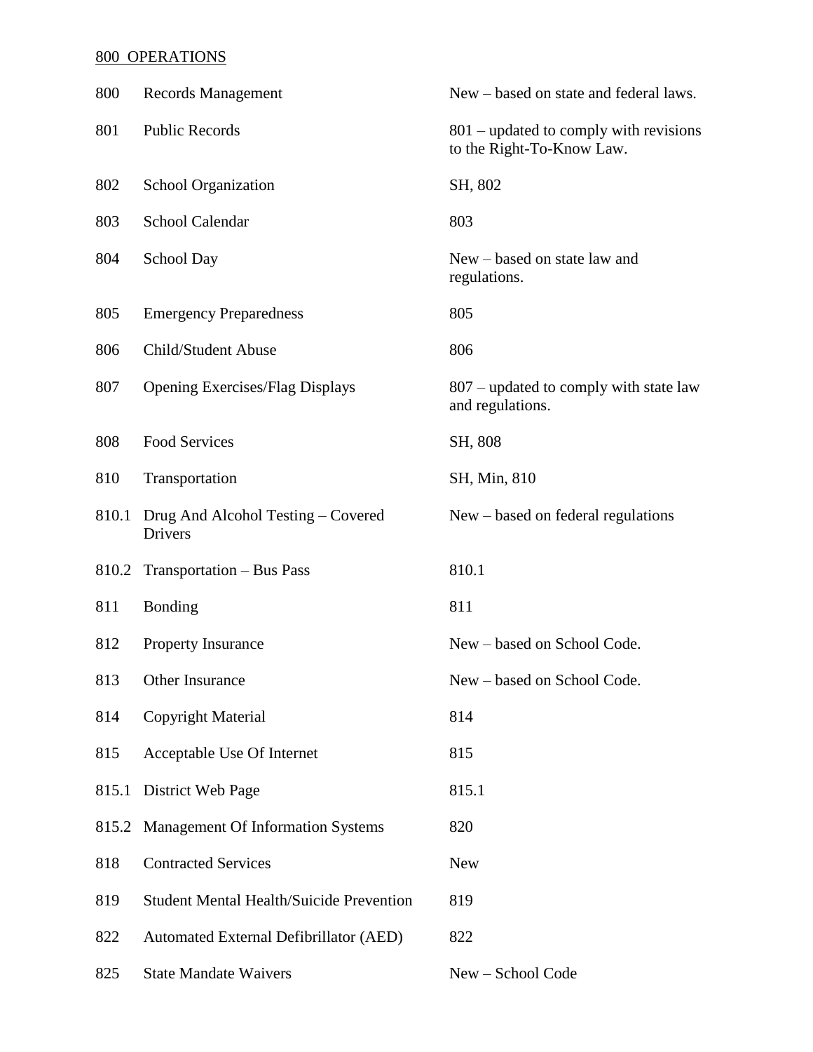800 OPERATIONS

| | | |
|---|---|---|
| 800 | Records Management | New – based on state and federal laws. |
| 801 | Public Records | 801 – updated to comply with revisions to the Right-To-Know Law. |
| 802 | School Organization | SH, 802 |
| 803 | School Calendar | 803 |
| 804 | School Day | New – based on state law and regulations. |
| 805 | Emergency Preparedness | 805 |
| 806 | Child/Student Abuse | 806 |
| 807 | Opening Exercises/Flag Displays | 807 – updated to comply with state law and regulations. |
| 808 | Food Services | SH, 808 |
| 810 | Transportation | SH, Min, 810 |
| 810.1 | Drug And Alcohol Testing – Covered Drivers | New – based on federal regulations |
| 810.2 | Transportation – Bus Pass | 810.1 |
| 811 | Bonding | 811 |
| 812 | Property Insurance | New – based on School Code. |
| 813 | Other Insurance | New – based on School Code. |
| 814 | Copyright Material | 814 |
| 815 | Acceptable Use Of Internet | 815 |
| 815.1 | District Web Page | 815.1 |
| 815.2 | Management Of Information Systems | 820 |
| 818 | Contracted Services | New |
| 819 | Student Mental Health/Suicide Prevention | 819 |
| 822 | Automated External Defibrillator (AED) | 822 |
| 825 | State Mandate Waivers | New – School Code |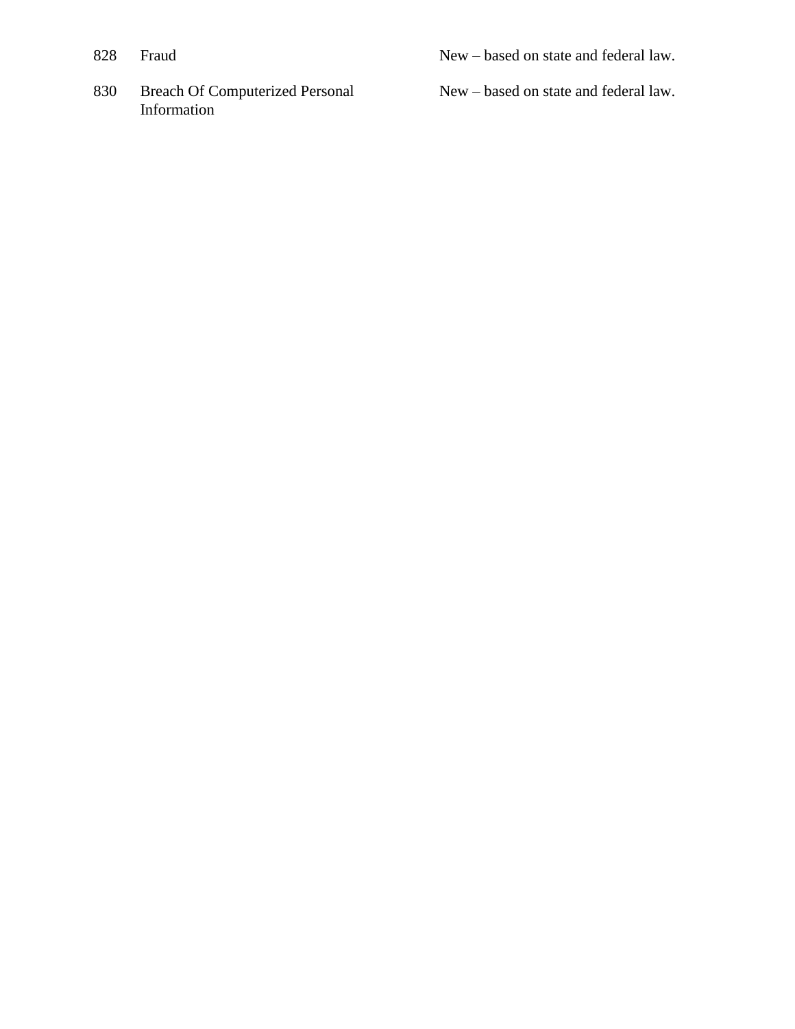| | | |
|---|---|---|
| 828 | Fraud | New – based on state and federal law. |
| 830 | Breach Of Computerized Personal Information | New – based on state and federal law. |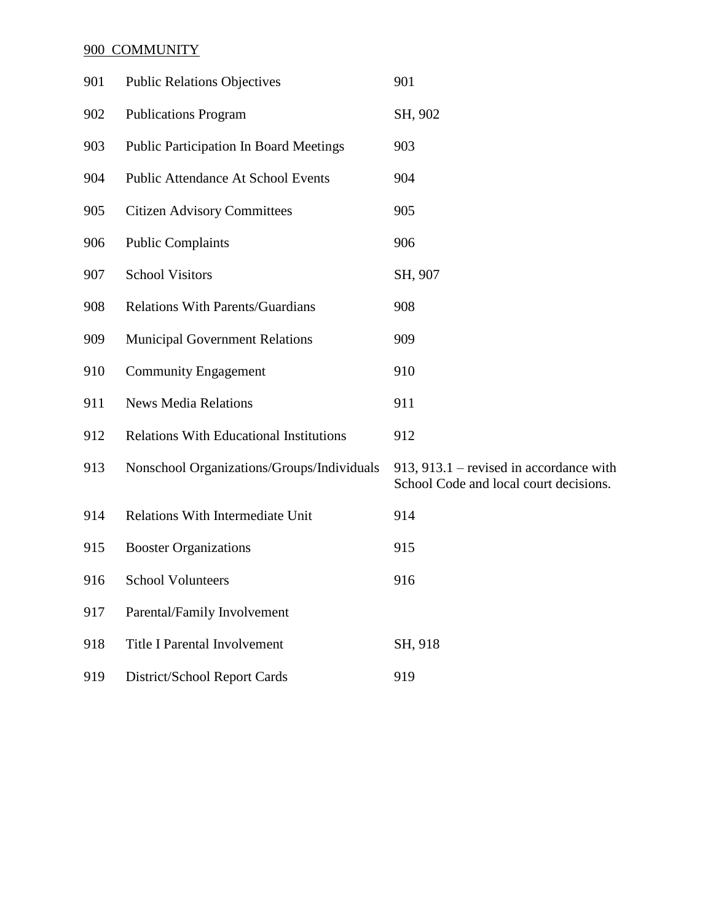900 COMMUNITY

| | | |
|---|---|---|
| 901 | Public Relations Objectives | 901 |
| 902 | Publications Program | SH, 902 |
| 903 | Public Participation In Board Meetings | 903 |
| 904 | Public Attendance At School Events | 904 |
| 905 | Citizen Advisory Committees | 905 |
| 906 | Public Complaints | 906 |
| 907 | School Visitors | SH, 907 |
| 908 | Relations With Parents/Guardians | 908 |
| 909 | Municipal Government Relations | 909 |
| 910 | Community Engagement | 910 |
| 911 | News Media Relations | 911 |
| 912 | Relations With Educational Institutions | 912 |
| 913 | Nonschool Organizations/Groups/Individuals | 913, 913.1 – revised in accordance with School Code and local court decisions. |
| 914 | Relations With Intermediate Unit | 914 |
| 915 | Booster Organizations | 915 |
| 916 | School Volunteers | 916 |
| 917 | Parental/Family Involvement | |
| 918 | Title I Parental Involvement | SH, 918 |
| 919 | District/School Report Cards | 919 |